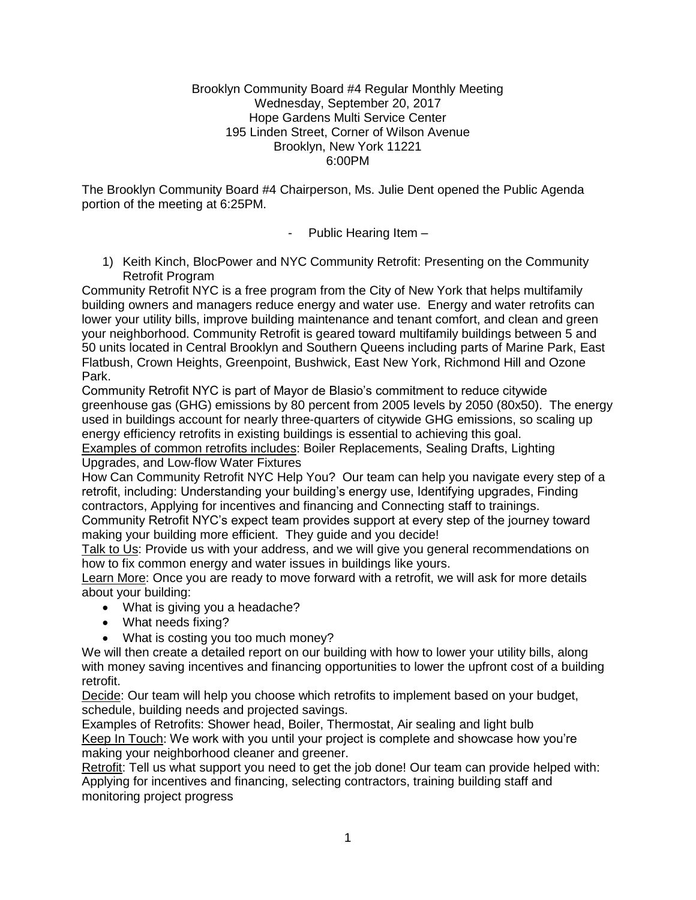Brooklyn Community Board #4 Regular Monthly Meeting
Wednesday, September 20, 2017
Hope Gardens Multi Service Center
195 Linden Street, Corner of Wilson Avenue
Brooklyn, New York 11221
6:00PM

The Brooklyn Community Board #4 Chairperson, Ms. Julie Dent opened the Public Agenda portion of the meeting at 6:25PM.

- Public Hearing Item –

1) Keith Kinch, BlocPower and NYC Community Retrofit: Presenting on the Community Retrofit Program

Community Retrofit NYC is a free program from the City of New York that helps multifamily building owners and managers reduce energy and water use. Energy and water retrofits can lower your utility bills, improve building maintenance and tenant comfort, and clean and green your neighborhood. Community Retrofit is geared toward multifamily buildings between 5 and 50 units located in Central Brooklyn and Southern Queens including parts of Marine Park, East Flatbush, Crown Heights, Greenpoint, Bushwick, East New York, Richmond Hill and Ozone Park.

Community Retrofit NYC is part of Mayor de Blasio's commitment to reduce citywide greenhouse gas (GHG) emissions by 80 percent from 2005 levels by 2050 (80x50). The energy used in buildings account for nearly three-quarters of citywide GHG emissions, so scaling up energy efficiency retrofits in existing buildings is essential to achieving this goal.

Examples of common retrofits includes: Boiler Replacements, Sealing Drafts, Lighting Upgrades, and Low-flow Water Fixtures

How Can Community Retrofit NYC Help You? Our team can help you navigate every step of a retrofit, including: Understanding your building's energy use, Identifying upgrades, Finding contractors, Applying for incentives and financing and Connecting staff to trainings.

Community Retrofit NYC's expect team provides support at every step of the journey toward making your building more efficient. They guide and you decide!

Talk to Us: Provide us with your address, and we will give you general recommendations on how to fix common energy and water issues in buildings like yours.

Learn More: Once you are ready to move forward with a retrofit, we will ask for more details about your building:

- What is giving you a headache?
- What needs fixing?
- What is costing you too much money?

We will then create a detailed report on our building with how to lower your utility bills, along with money saving incentives and financing opportunities to lower the upfront cost of a building retrofit.

Decide: Our team will help you choose which retrofits to implement based on your budget, schedule, building needs and projected savings.

Examples of Retrofits: Shower head, Boiler, Thermostat, Air sealing and light bulb

Keep In Touch: We work with you until your project is complete and showcase how you're making your neighborhood cleaner and greener.

Retrofit: Tell us what support you need to get the job done! Our team can provide helped with: Applying for incentives and financing, selecting contractors, training building staff and monitoring project progress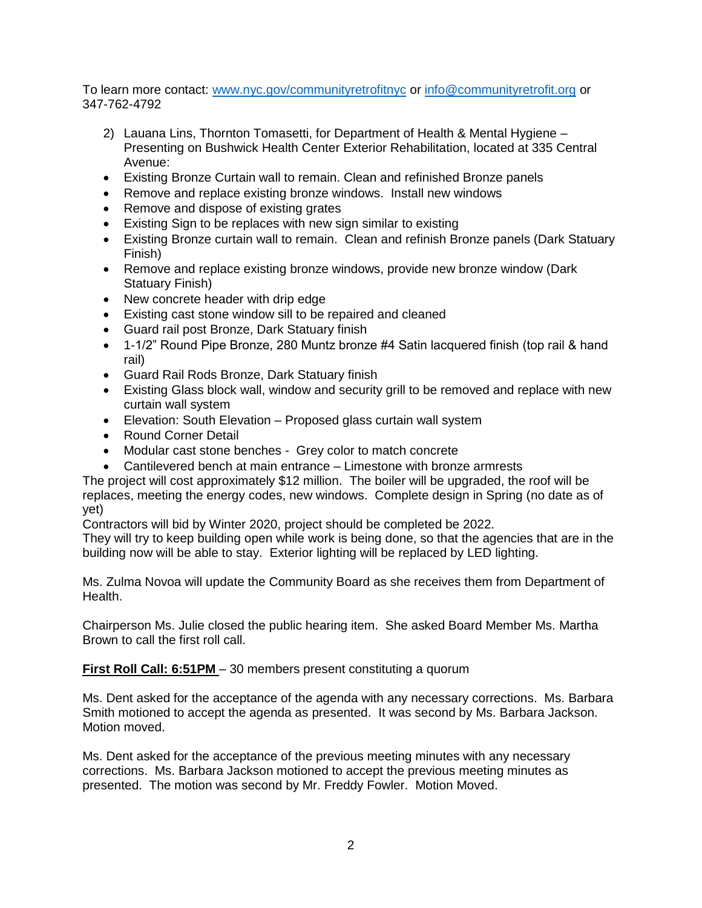To learn more contact: www.nyc.gov/communityretrofitnyc or info@communityretrofit.org or 347-762-4792

2) Lauana Lins, Thornton Tomasetti, for Department of Health & Mental Hygiene – Presenting on Bushwick Health Center Exterior Rehabilitation, located at 335 Central Avenue:

- Existing Bronze Curtain wall to remain. Clean and refinished Bronze panels
- Remove and replace existing bronze windows. Install new windows
- Remove and dispose of existing grates
- Existing Sign to be replaces with new sign similar to existing
- Existing Bronze curtain wall to remain. Clean and refinish Bronze panels (Dark Statuary Finish)
- Remove and replace existing bronze windows, provide new bronze window (Dark Statuary Finish)
- New concrete header with drip edge
- Existing cast stone window sill to be repaired and cleaned
- Guard rail post Bronze, Dark Statuary finish
- 1-1/2" Round Pipe Bronze, 280 Muntz bronze #4 Satin lacquered finish (top rail & hand rail)
- Guard Rail Rods Bronze, Dark Statuary finish
- Existing Glass block wall, window and security grill to be removed and replace with new curtain wall system
- Elevation: South Elevation – Proposed glass curtain wall system
- Round Corner Detail
- Modular cast stone benches - Grey color to match concrete
- Cantilevered bench at main entrance – Limestone with bronze armrests

The project will cost approximately $12 million. The boiler will be upgraded, the roof will be replaces, meeting the energy codes, new windows. Complete design in Spring (no date as of yet)

Contractors will bid by Winter 2020, project should be completed be 2022.

They will try to keep building open while work is being done, so that the agencies that are in the building now will be able to stay. Exterior lighting will be replaced by LED lighting.

Ms. Zulma Novoa will update the Community Board as she receives them from Department of Health.

Chairperson Ms. Julie closed the public hearing item. She asked Board Member Ms. Martha Brown to call the first roll call.

**First Roll Call: 6:51PM** – 30 members present constituting a quorum

Ms. Dent asked for the acceptance of the agenda with any necessary corrections. Ms. Barbara Smith motioned to accept the agenda as presented. It was second by Ms. Barbara Jackson. Motion moved.

Ms. Dent asked for the acceptance of the previous meeting minutes with any necessary corrections. Ms. Barbara Jackson motioned to accept the previous meeting minutes as presented. The motion was second by Mr. Freddy Fowler. Motion Moved.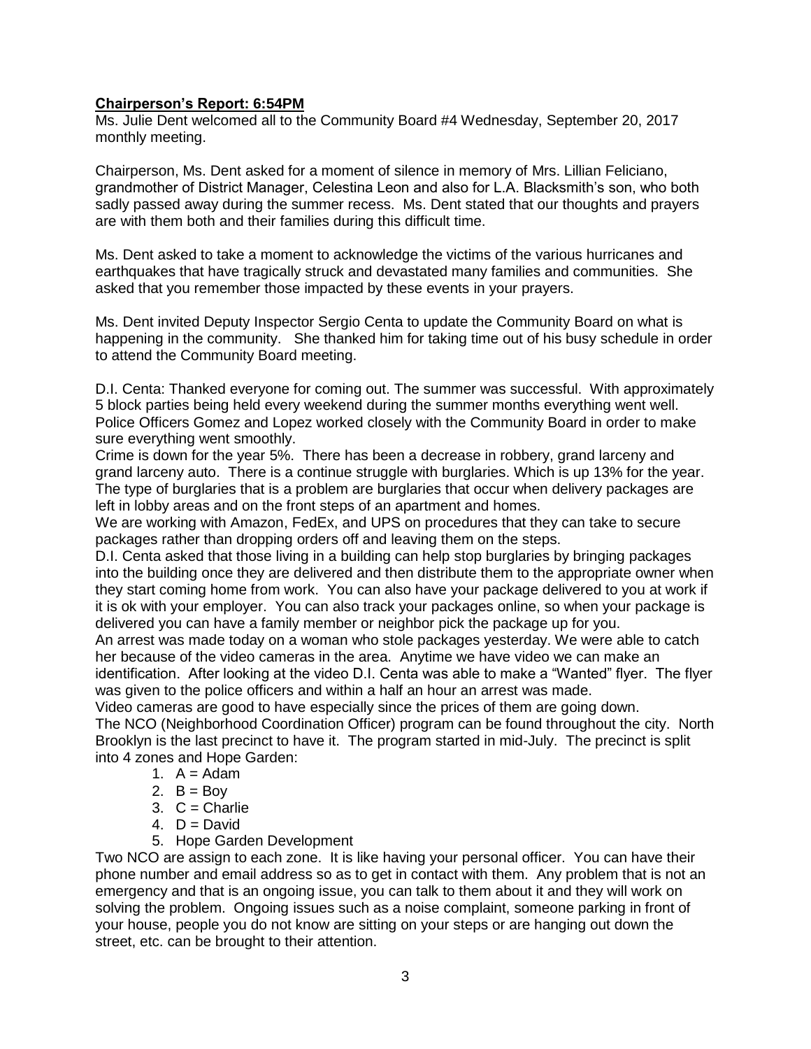**Chairperson's Report: 6:54PM**

Ms. Julie Dent welcomed all to the Community Board #4 Wednesday, September 20, 2017 monthly meeting.

Chairperson, Ms. Dent asked for a moment of silence in memory of Mrs. Lillian Feliciano, grandmother of District Manager, Celestina Leon and also for L.A. Blacksmith's son, who both sadly passed away during the summer recess. Ms. Dent stated that our thoughts and prayers are with them both and their families during this difficult time.

Ms. Dent asked to take a moment to acknowledge the victims of the various hurricanes and earthquakes that have tragically struck and devastated many families and communities. She asked that you remember those impacted by these events in your prayers.

Ms. Dent invited Deputy Inspector Sergio Centa to update the Community Board on what is happening in the community. She thanked him for taking time out of his busy schedule in order to attend the Community Board meeting.

D.I. Centa: Thanked everyone for coming out. The summer was successful. With approximately 5 block parties being held every weekend during the summer months everything went well. Police Officers Gomez and Lopez worked closely with the Community Board in order to make sure everything went smoothly.

Crime is down for the year 5%. There has been a decrease in robbery, grand larceny and grand larceny auto. There is a continue struggle with burglaries. Which is up 13% for the year. The type of burglaries that is a problem are burglaries that occur when delivery packages are left in lobby areas and on the front steps of an apartment and homes.

We are working with Amazon, FedEx, and UPS on procedures that they can take to secure packages rather than dropping orders off and leaving them on the steps.

D.I. Centa asked that those living in a building can help stop burglaries by bringing packages into the building once they are delivered and then distribute them to the appropriate owner when they start coming home from work. You can also have your package delivered to you at work if it is ok with your employer. You can also track your packages online, so when your package is delivered you can have a family member or neighbor pick the package up for you.

An arrest was made today on a woman who stole packages yesterday. We were able to catch her because of the video cameras in the area. Anytime we have video we can make an identification. After looking at the video D.I. Centa was able to make a "Wanted" flyer. The flyer was given to the police officers and within a half an hour an arrest was made.

Video cameras are good to have especially since the prices of them are going down.

The NCO (Neighborhood Coordination Officer) program can be found throughout the city. North Brooklyn is the last precinct to have it. The program started in mid-July. The precinct is split into 4 zones and Hope Garden:

1. A = Adam
2. B = Boy
3. C = Charlie
4. D = David
5. Hope Garden Development

Two NCO are assign to each zone. It is like having your personal officer. You can have their phone number and email address so as to get in contact with them. Any problem that is not an emergency and that is an ongoing issue, you can talk to them about it and they will work on solving the problem. Ongoing issues such as a noise complaint, someone parking in front of your house, people you do not know are sitting on your steps or are hanging out down the street, etc. can be brought to their attention.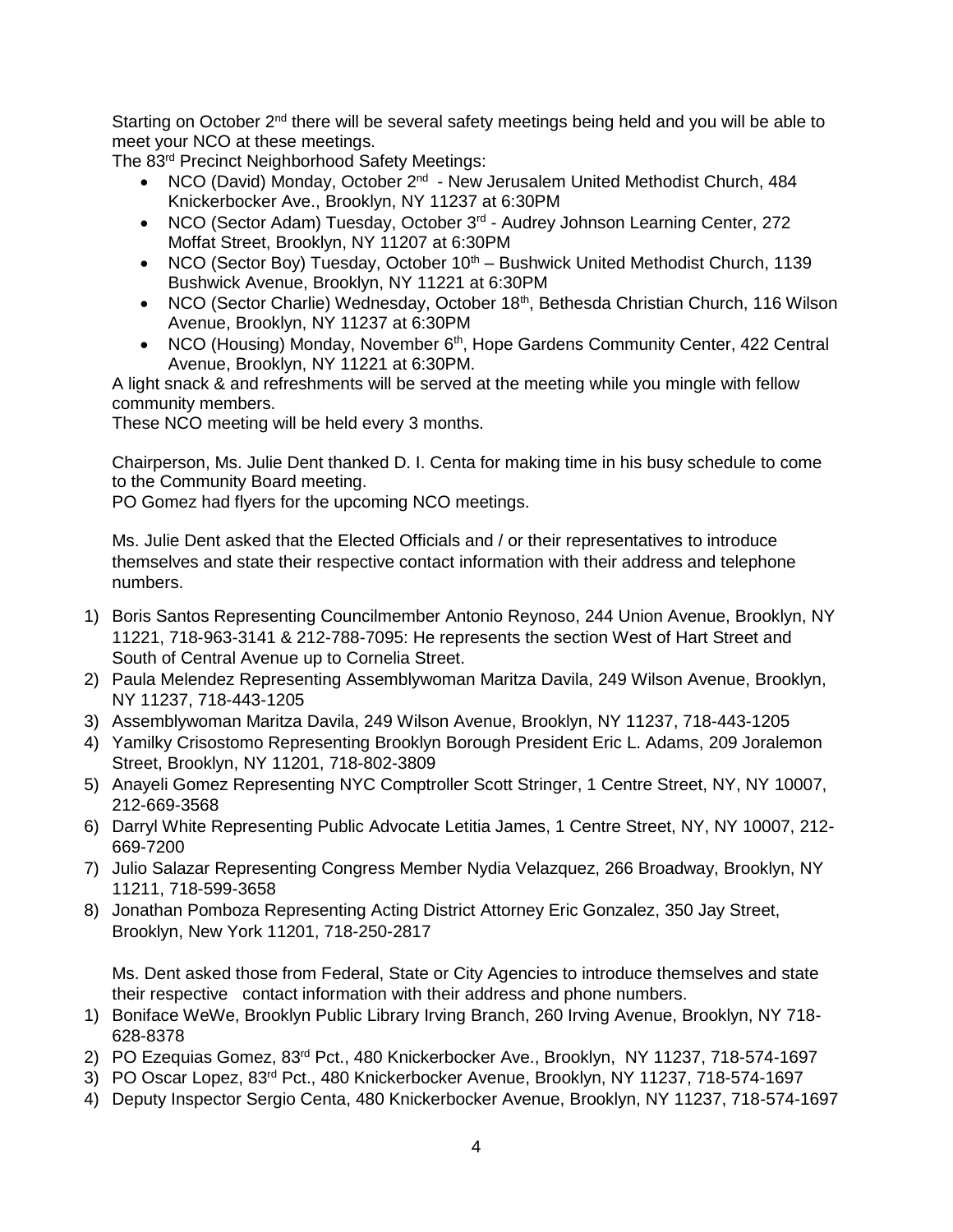Starting on October 2nd there will be several safety meetings being held and you will be able to meet your NCO at these meetings.

The 83rd Precinct Neighborhood Safety Meetings:

- NCO (David) Monday, October 2nd - New Jerusalem United Methodist Church, 484 Knickerbocker Ave., Brooklyn, NY 11237 at 6:30PM
- NCO (Sector Adam) Tuesday, October 3rd - Audrey Johnson Learning Center, 272 Moffat Street, Brooklyn, NY 11207 at 6:30PM
- NCO (Sector Boy) Tuesday, October 10th – Bushwick United Methodist Church, 1139 Bushwick Avenue, Brooklyn, NY 11221 at 6:30PM
- NCO (Sector Charlie) Wednesday, October 18th, Bethesda Christian Church, 116 Wilson Avenue, Brooklyn, NY 11237 at 6:30PM
- NCO (Housing) Monday, November 6th, Hope Gardens Community Center, 422 Central Avenue, Brooklyn, NY 11221 at 6:30PM.

A light snack & and refreshments will be served at the meeting while you mingle with fellow community members.

These NCO meeting will be held every 3 months.

Chairperson, Ms. Julie Dent thanked D. I. Centa for making time in his busy schedule to come to the Community Board meeting.

PO Gomez had flyers for the upcoming NCO meetings.

Ms. Julie Dent asked that the Elected Officials and / or their representatives to introduce themselves and state their respective contact information with their address and telephone numbers.

1) Boris Santos Representing Councilmember Antonio Reynoso, 244 Union Avenue, Brooklyn, NY 11221, 718-963-3141 & 212-788-7095: He represents the section West of Hart Street and South of Central Avenue up to Cornelia Street.
2) Paula Melendez Representing Assemblywoman Maritza Davila, 249 Wilson Avenue, Brooklyn, NY 11237, 718-443-1205
3) Assemblywoman Maritza Davila, 249 Wilson Avenue, Brooklyn, NY 11237, 718-443-1205
4) Yamilky Crisostomo Representing Brooklyn Borough President Eric L. Adams, 209 Joralemon Street, Brooklyn, NY 11201, 718-802-3809
5) Anayeli Gomez Representing NYC Comptroller Scott Stringer, 1 Centre Street, NY, NY 10007, 212-669-3568
6) Darryl White Representing Public Advocate Letitia James, 1 Centre Street, NY, NY 10007, 212-669-7200
7) Julio Salazar Representing Congress Member Nydia Velazquez, 266 Broadway, Brooklyn, NY 11211, 718-599-3658
8) Jonathan Pomboza Representing Acting District Attorney Eric Gonzalez, 350 Jay Street, Brooklyn, New York 11201, 718-250-2817

Ms. Dent asked those from Federal, State or City Agencies to introduce themselves and state their respective contact information with their address and phone numbers.

1) Boniface WeWe, Brooklyn Public Library Irving Branch, 260 Irving Avenue, Brooklyn, NY 718-628-8378
2) PO Ezequias Gomez, 83rd Pct., 480 Knickerbocker Ave., Brooklyn, NY 11237, 718-574-1697
3) PO Oscar Lopez, 83rd Pct., 480 Knickerbocker Avenue, Brooklyn, NY 11237, 718-574-1697
4) Deputy Inspector Sergio Centa, 480 Knickerbocker Avenue, Brooklyn, NY 11237, 718-574-1697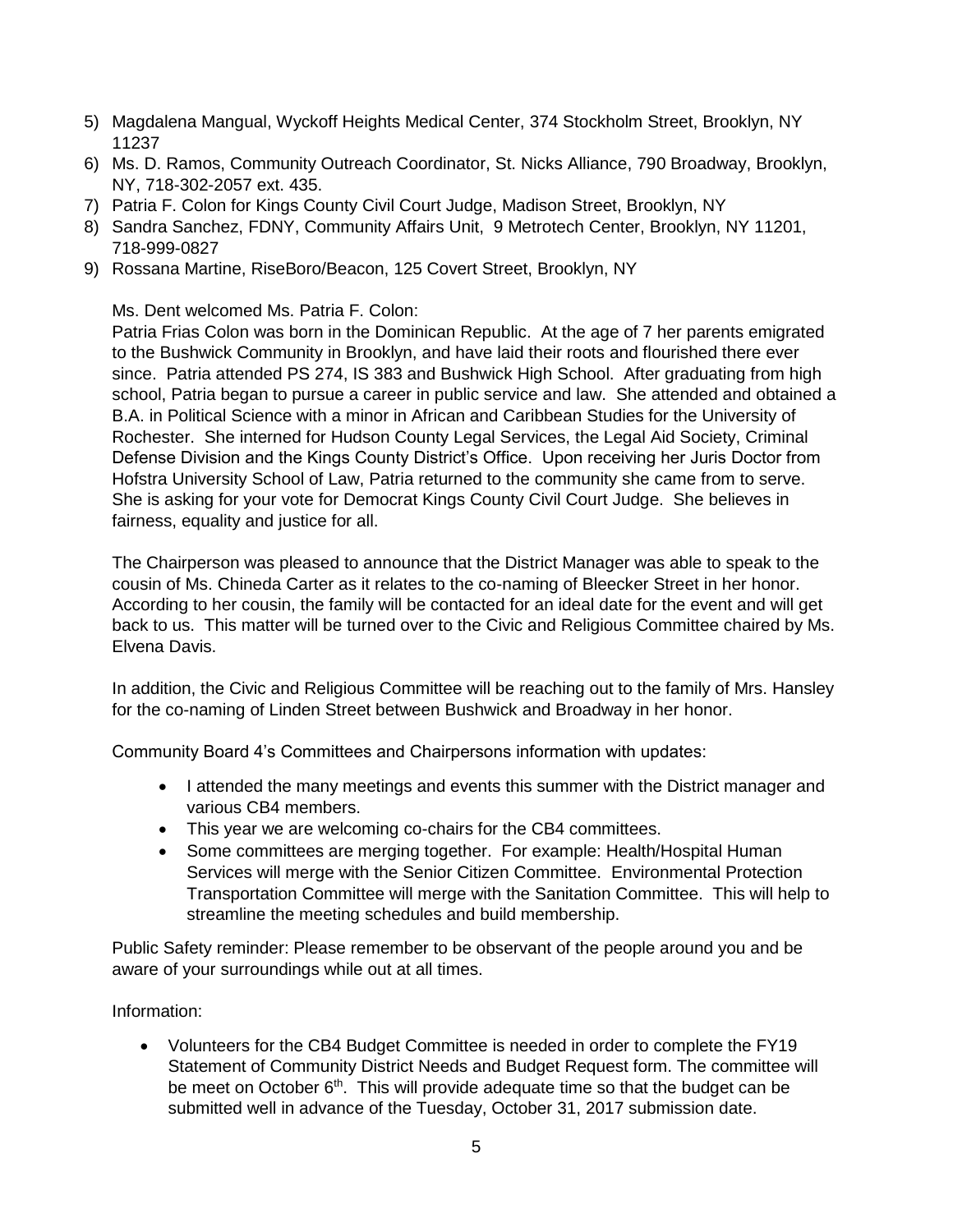5) Magdalena Mangual, Wyckoff Heights Medical Center, 374 Stockholm Street, Brooklyn, NY 11237
6) Ms. D. Ramos, Community Outreach Coordinator, St. Nicks Alliance, 790 Broadway, Brooklyn, NY, 718-302-2057 ext. 435.
7) Patria F. Colon for Kings County Civil Court Judge, Madison Street, Brooklyn, NY
8) Sandra Sanchez, FDNY, Community Affairs Unit, 9 Metrotech Center, Brooklyn, NY 11201, 718-999-0827
9) Rossana Martine, RiseBoro/Beacon, 125 Covert Street, Brooklyn, NY

Ms. Dent welcomed Ms. Patria F. Colon:
Patria Frias Colon was born in the Dominican Republic. At the age of 7 her parents emigrated to the Bushwick Community in Brooklyn, and have laid their roots and flourished there ever since. Patria attended PS 274, IS 383 and Bushwick High School. After graduating from high school, Patria began to pursue a career in public service and law. She attended and obtained a B.A. in Political Science with a minor in African and Caribbean Studies for the University of Rochester. She interned for Hudson County Legal Services, the Legal Aid Society, Criminal Defense Division and the Kings County District's Office. Upon receiving her Juris Doctor from Hofstra University School of Law, Patria returned to the community she came from to serve. She is asking for your vote for Democrat Kings County Civil Court Judge. She believes in fairness, equality and justice for all.

The Chairperson was pleased to announce that the District Manager was able to speak to the cousin of Ms. Chineda Carter as it relates to the co-naming of Bleecker Street in her honor. According to her cousin, the family will be contacted for an ideal date for the event and will get back to us. This matter will be turned over to the Civic and Religious Committee chaired by Ms. Elvena Davis.

In addition, the Civic and Religious Committee will be reaching out to the family of Mrs. Hansley for the co-naming of Linden Street between Bushwick and Broadway in her honor.

Community Board 4's Committees and Chairpersons information with updates:

- I attended the many meetings and events this summer with the District manager and various CB4 members.
- This year we are welcoming co-chairs for the CB4 committees.
- Some committees are merging together. For example: Health/Hospital Human Services will merge with the Senior Citizen Committee. Environmental Protection Transportation Committee will merge with the Sanitation Committee. This will help to streamline the meeting schedules and build membership.

Public Safety reminder: Please remember to be observant of the people around you and be aware of your surroundings while out at all times.

Information:

- Volunteers for the CB4 Budget Committee is needed in order to complete the FY19 Statement of Community District Needs and Budget Request form. The committee will be meet on October 6th. This will provide adequate time so that the budget can be submitted well in advance of the Tuesday, October 31, 2017 submission date.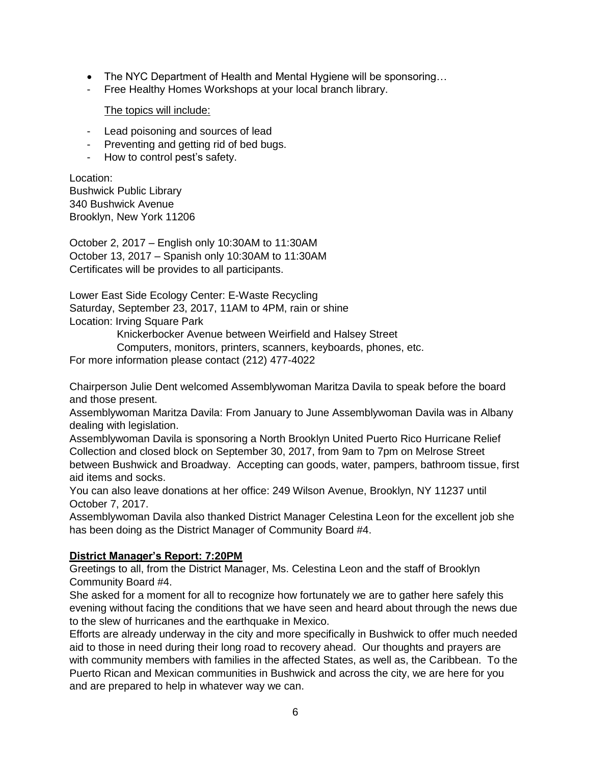- The NYC Department of Health and Mental Hygiene will be sponsoring…

- Free Healthy Homes Workshops at your local branch library.

  The topics will include:

- Lead poisoning and sources of lead
- Preventing and getting rid of bed bugs.
- How to control pest's safety.

Location:
Bushwick Public Library
340 Bushwick Avenue
Brooklyn, New York 11206

October 2, 2017 – English only 10:30AM to 11:30AM
October 13, 2017 – Spanish only 10:30AM to 11:30AM
Certificates will be provides to all participants.

Lower East Side Ecology Center: E-Waste Recycling
Saturday, September 23, 2017, 11AM to 4PM, rain or shine
Location: Irving Square Park
Knickerbocker Avenue between Weirfield and Halsey Street
Computers, monitors, printers, scanners, keyboards, phones, etc.
For more information please contact (212) 477-4022

Chairperson Julie Dent welcomed Assemblywoman Maritza Davila to speak before the board and those present.
Assemblywoman Maritza Davila: From January to June Assemblywoman Davila was in Albany dealing with legislation.
Assemblywoman Davila is sponsoring a North Brooklyn United Puerto Rico Hurricane Relief Collection and closed block on September 30, 2017, from 9am to 7pm on Melrose Street between Bushwick and Broadway. Accepting can goods, water, pampers, bathroom tissue, first aid items and socks.
You can also leave donations at her office: 249 Wilson Avenue, Brooklyn, NY 11237 until October 7, 2017.
Assemblywoman Davila also thanked District Manager Celestina Leon for the excellent job she has been doing as the District Manager of Community Board #4.

**District Manager's Report: 7:20PM**

Greetings to all, from the District Manager, Ms. Celestina Leon and the staff of Brooklyn Community Board #4.
She asked for a moment for all to recognize how fortunately we are to gather here safely this evening without facing the conditions that we have seen and heard about through the news due to the slew of hurricanes and the earthquake in Mexico.
Efforts are already underway in the city and more specifically in Bushwick to offer much needed aid to those in need during their long road to recovery ahead. Our thoughts and prayers are with community members with families in the affected States, as well as, the Caribbean. To the Puerto Rican and Mexican communities in Bushwick and across the city, we are here for you and are prepared to help in whatever way we can.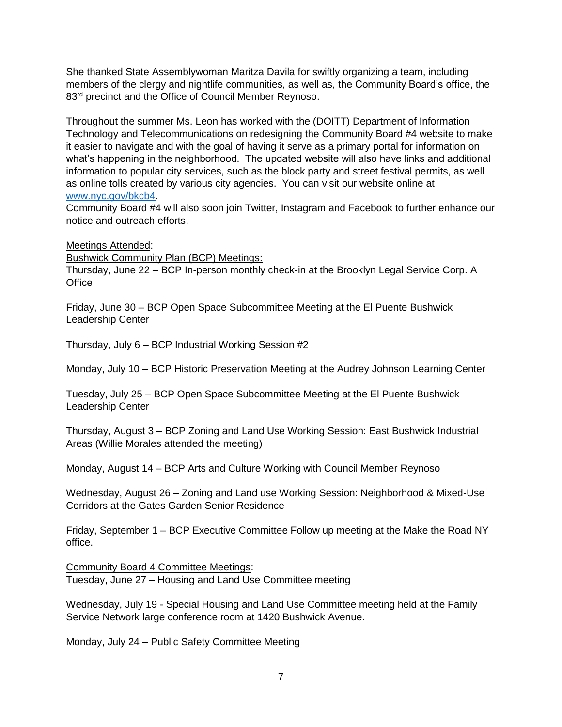She thanked State Assemblywoman Maritza Davila for swiftly organizing a team, including members of the clergy and nightlife communities, as well as, the Community Board's office, the 83rd precinct and the Office of Council Member Reynoso.

Throughout the summer Ms. Leon has worked with the (DOITT) Department of Information Technology and Telecommunications on redesigning the Community Board #4 website to make it easier to navigate and with the goal of having it serve as a primary portal for information on what's happening in the neighborhood. The updated website will also have links and additional information to popular city services, such as the block party and street festival permits, as well as online tolls created by various city agencies. You can visit our website online at [www.nyc.gov/bkcb4](http://www.nyc.gov/bkcb4).
Community Board #4 will also soon join Twitter, Instagram and Facebook to further enhance our notice and outreach efforts.

Meetings Attended:
Bushwick Community Plan (BCP) Meetings:
Thursday, June 22 – BCP In-person monthly check-in at the Brooklyn Legal Service Corp. A Office

Friday, June 30 – BCP Open Space Subcommittee Meeting at the El Puente Bushwick Leadership Center

Thursday, July 6 – BCP Industrial Working Session #2

Monday, July 10 – BCP Historic Preservation Meeting at the Audrey Johnson Learning Center

Tuesday, July 25 – BCP Open Space Subcommittee Meeting at the El Puente Bushwick Leadership Center

Thursday, August 3 – BCP Zoning and Land Use Working Session: East Bushwick Industrial Areas (Willie Morales attended the meeting)

Monday, August 14 – BCP Arts and Culture Working with Council Member Reynoso

Wednesday, August 26 – Zoning and Land use Working Session: Neighborhood & Mixed-Use Corridors at the Gates Garden Senior Residence

Friday, September 1 – BCP Executive Committee Follow up meeting at the Make the Road NY office.

Community Board 4 Committee Meetings:
Tuesday, June 27 – Housing and Land Use Committee meeting

Wednesday, July 19 - Special Housing and Land Use Committee meeting held at the Family Service Network large conference room at 1420 Bushwick Avenue.

Monday, July 24 – Public Safety Committee Meeting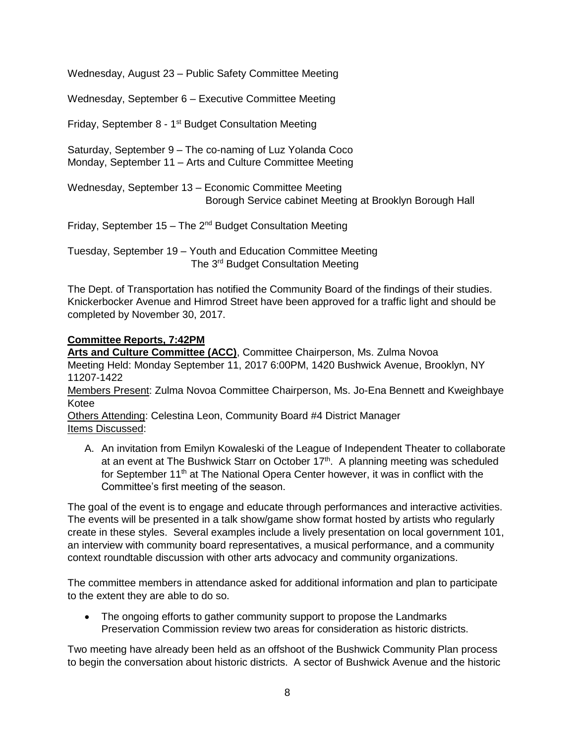Wednesday, August 23 – Public Safety Committee Meeting

Wednesday, September 6 – Executive Committee Meeting

Friday, September 8 - 1st Budget Consultation Meeting

Saturday, September 9 – The co-naming of Luz Yolanda Coco
Monday, September 11 – Arts and Culture Committee Meeting

Wednesday, September 13 – Economic Committee Meeting
Borough Service cabinet Meeting at Brooklyn Borough Hall

Friday, September 15 – The 2nd Budget Consultation Meeting

Tuesday, September 19 – Youth and Education Committee Meeting
The 3rd Budget Consultation Meeting

The Dept. of Transportation has notified the Community Board of the findings of their studies. Knickerbocker Avenue and Himrod Street have been approved for a traffic light and should be completed by November 30, 2017.

**Committee Reports, 7:42PM**

**Arts and Culture Committee (ACC)**, Committee Chairperson, Ms. Zulma Novoa
Meeting Held: Monday September 11, 2017 6:00PM, 1420 Bushwick Avenue, Brooklyn, NY 11207-1422
Members Present: Zulma Novoa Committee Chairperson, Ms. Jo-Ena Bennett and Kweighbaye Kotee
Others Attending: Celestina Leon, Community Board #4 District Manager
Items Discussed:

A. An invitation from Emilyn Kowaleski of the League of Independent Theater to collaborate at an event at The Bushwick Starr on October 17th. A planning meeting was scheduled for September 11th at The National Opera Center however, it was in conflict with the Committee's first meeting of the season.

The goal of the event is to engage and educate through performances and interactive activities. The events will be presented in a talk show/game show format hosted by artists who regularly create in these styles. Several examples include a lively presentation on local government 101, an interview with community board representatives, a musical performance, and a community context roundtable discussion with other arts advocacy and community organizations.

The committee members in attendance asked for additional information and plan to participate to the extent they are able to do so.

- The ongoing efforts to gather community support to propose the Landmarks Preservation Commission review two areas for consideration as historic districts.

Two meeting have already been held as an offshoot of the Bushwick Community Plan process to begin the conversation about historic districts. A sector of Bushwick Avenue and the historic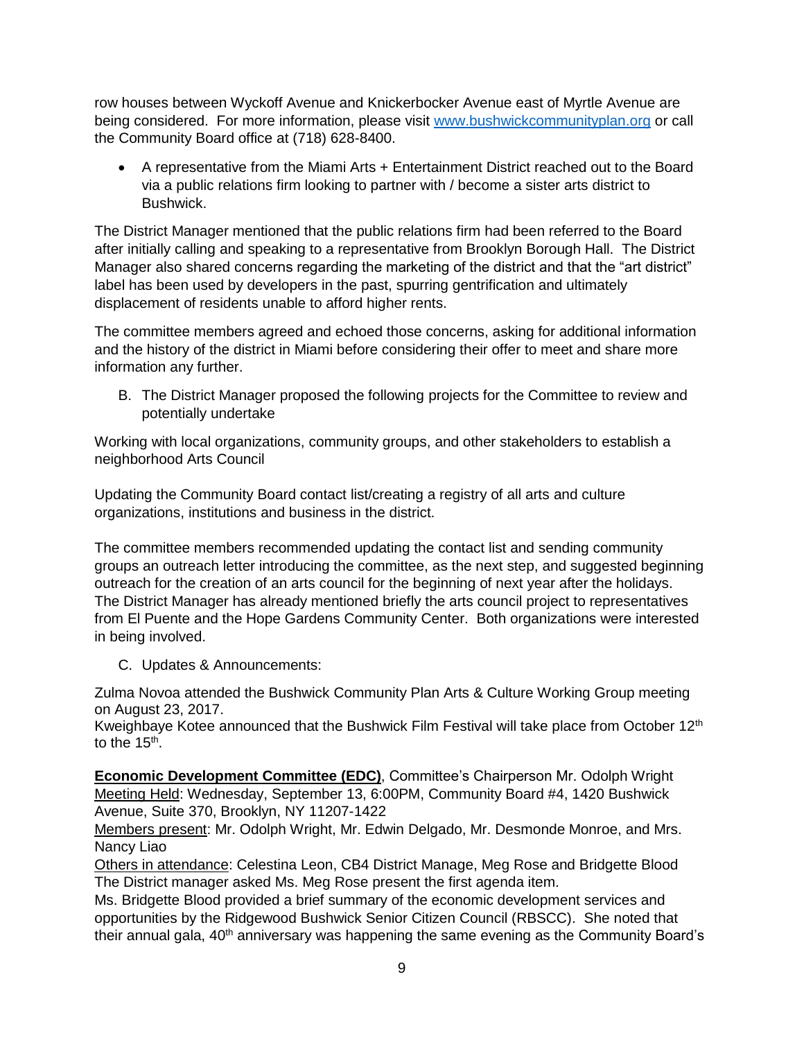row houses between Wyckoff Avenue and Knickerbocker Avenue east of Myrtle Avenue are being considered. For more information, please visit [www.bushwickcommunityplan.org](http://www.bushwickcommunityplan.org) or call the Community Board office at (718) 628-8400.

- A representative from the Miami Arts + Entertainment District reached out to the Board via a public relations firm looking to partner with / become a sister arts district to Bushwick.

The District Manager mentioned that the public relations firm had been referred to the Board after initially calling and speaking to a representative from Brooklyn Borough Hall. The District Manager also shared concerns regarding the marketing of the district and that the "art district" label has been used by developers in the past, spurring gentrification and ultimately displacement of residents unable to afford higher rents.

The committee members agreed and echoed those concerns, asking for additional information and the history of the district in Miami before considering their offer to meet and share more information any further.

B. The District Manager proposed the following projects for the Committee to review and potentially undertake

Working with local organizations, community groups, and other stakeholders to establish a neighborhood Arts Council

Updating the Community Board contact list/creating a registry of all arts and culture organizations, institutions and business in the district.

The committee members recommended updating the contact list and sending community groups an outreach letter introducing the committee, as the next step, and suggested beginning outreach for the creation of an arts council for the beginning of next year after the holidays. The District Manager has already mentioned briefly the arts council project to representatives from El Puente and the Hope Gardens Community Center. Both organizations were interested in being involved.

C. Updates & Announcements:

Zulma Novoa attended the Bushwick Community Plan Arts & Culture Working Group meeting on August 23, 2017.
Kweighbaye Kotee announced that the Bushwick Film Festival will take place from October 12th to the 15th.

**Economic Development Committee (EDC)**, Committee's Chairperson Mr. Odolph Wright
Meeting Held: Wednesday, September 13, 6:00PM, Community Board #4, 1420 Bushwick Avenue, Suite 370, Brooklyn, NY 11207-1422
Members present: Mr. Odolph Wright, Mr. Edwin Delgado, Mr. Desmonde Monroe, and Mrs. Nancy Liao
Others in attendance: Celestina Leon, CB4 District Manage, Meg Rose and Bridgette Blood
The District manager asked Ms. Meg Rose present the first agenda item.
Ms. Bridgette Blood provided a brief summary of the economic development services and opportunities by the Ridgewood Bushwick Senior Citizen Council (RBSCC). She noted that their annual gala, 40th anniversary was happening the same evening as the Community Board's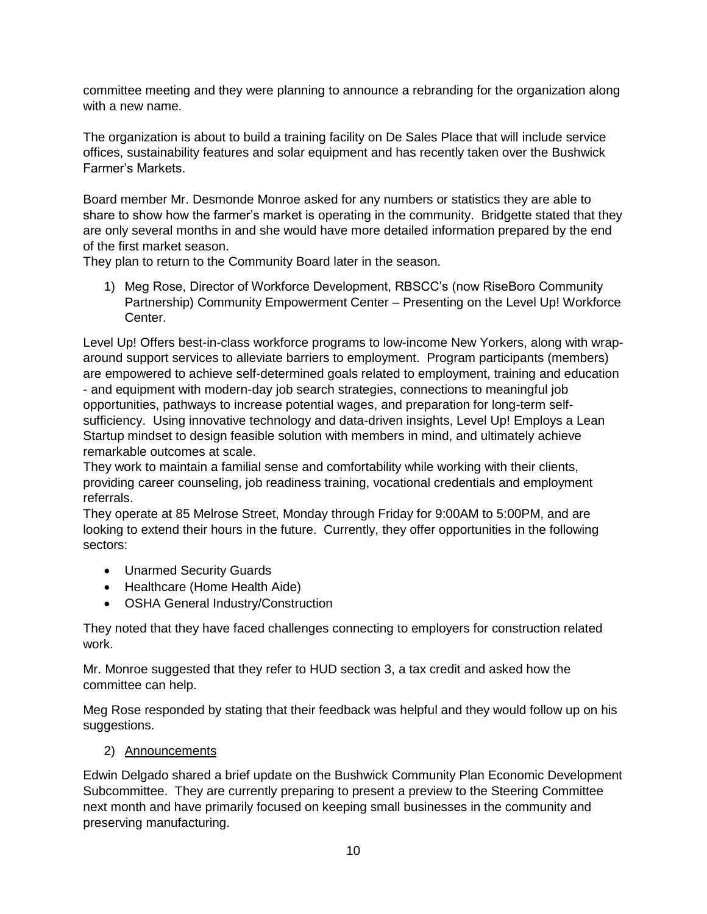committee meeting and they were planning to announce a rebranding for the organization along with a new name.

The organization is about to build a training facility on De Sales Place that will include service offices, sustainability features and solar equipment and has recently taken over the Bushwick Farmer's Markets.

Board member Mr. Desmonde Monroe asked for any numbers or statistics they are able to share to show how the farmer's market is operating in the community. Bridgette stated that they are only several months in and she would have more detailed information prepared by the end of the first market season.
They plan to return to the Community Board later in the season.

1) Meg Rose, Director of Workforce Development, RBSCC's (now RiseBoro Community Partnership) Community Empowerment Center – Presenting on the Level Up! Workforce Center.

Level Up! Offers best-in-class workforce programs to low-income New Yorkers, along with wrap-around support services to alleviate barriers to employment. Program participants (members) are empowered to achieve self-determined goals related to employment, training and education - and equipment with modern-day job search strategies, connections to meaningful job opportunities, pathways to increase potential wages, and preparation for long-term self-sufficiency. Using innovative technology and data-driven insights, Level Up! Employs a Lean Startup mindset to design feasible solution with members in mind, and ultimately achieve remarkable outcomes at scale.
They work to maintain a familial sense and comfortability while working with their clients, providing career counseling, job readiness training, vocational credentials and employment referrals.
They operate at 85 Melrose Street, Monday through Friday for 9:00AM to 5:00PM, and are looking to extend their hours in the future. Currently, they offer opportunities in the following sectors:

- Unarmed Security Guards
- Healthcare (Home Health Aide)
- OSHA General Industry/Construction

They noted that they have faced challenges connecting to employers for construction related work.

Mr. Monroe suggested that they refer to HUD section 3, a tax credit and asked how the committee can help.

Meg Rose responded by stating that their feedback was helpful and they would follow up on his suggestions.

2) <u>Announcements</u>

Edwin Delgado shared a brief update on the Bushwick Community Plan Economic Development Subcommittee. They are currently preparing to present a preview to the Steering Committee next month and have primarily focused on keeping small businesses in the community and preserving manufacturing.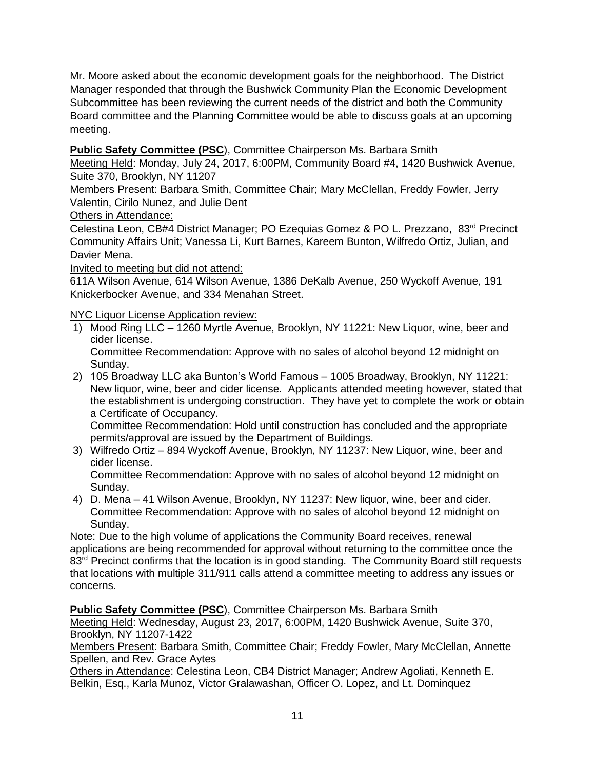Mr. Moore asked about the economic development goals for the neighborhood. The District Manager responded that through the Bushwick Community Plan the Economic Development Subcommittee has been reviewing the current needs of the district and both the Community Board committee and the Planning Committee would be able to discuss goals at an upcoming meeting.

**Public Safety Committee (PSC)**, Committee Chairperson Ms. Barbara Smith
Meeting Held: Monday, July 24, 2017, 6:00PM, Community Board #4, 1420 Bushwick Avenue, Suite 370, Brooklyn, NY 11207
Members Present: Barbara Smith, Committee Chair; Mary McClellan, Freddy Fowler, Jerry Valentin, Cirilo Nunez, and Julie Dent
Others in Attendance:
Celestina Leon, CB#4 District Manager; PO Ezequias Gomez & PO L. Prezzano, 83rd Precinct Community Affairs Unit; Vanessa Li, Kurt Barnes, Kareem Bunton, Wilfredo Ortiz, Julian, and Davier Mena.
Invited to meeting but did not attend:
611A Wilson Avenue, 614 Wilson Avenue, 1386 DeKalb Avenue, 250 Wyckoff Avenue, 191 Knickerbocker Avenue, and 334 Menahan Street.

NYC Liquor License Application review:

1) Mood Ring LLC – 1260 Myrtle Avenue, Brooklyn, NY 11221: New Liquor, wine, beer and cider license.
   Committee Recommendation: Approve with no sales of alcohol beyond 12 midnight on Sunday.
2) 105 Broadway LLC aka Bunton's World Famous – 1005 Broadway, Brooklyn, NY 11221: New liquor, wine, beer and cider license. Applicants attended meeting however, stated that the establishment is undergoing construction. They have yet to complete the work or obtain a Certificate of Occupancy.
   Committee Recommendation: Hold until construction has concluded and the appropriate permits/approval are issued by the Department of Buildings.
3) Wilfredo Ortiz – 894 Wyckoff Avenue, Brooklyn, NY 11237: New Liquor, wine, beer and cider license.
   Committee Recommendation: Approve with no sales of alcohol beyond 12 midnight on Sunday.
4) D. Mena – 41 Wilson Avenue, Brooklyn, NY 11237: New liquor, wine, beer and cider.
   Committee Recommendation: Approve with no sales of alcohol beyond 12 midnight on Sunday.

Note: Due to the high volume of applications the Community Board receives, renewal applications are being recommended for approval without returning to the committee once the 83rd Precinct confirms that the location is in good standing. The Community Board still requests that locations with multiple 311/911 calls attend a committee meeting to address any issues or concerns.

**Public Safety Committee (PSC)**, Committee Chairperson Ms. Barbara Smith
Meeting Held: Wednesday, August 23, 2017, 6:00PM, 1420 Bushwick Avenue, Suite 370, Brooklyn, NY 11207-1422
Members Present: Barbara Smith, Committee Chair; Freddy Fowler, Mary McClellan, Annette Spellen, and Rev. Grace Aytes
Others in Attendance: Celestina Leon, CB4 District Manager; Andrew Agoliati, Kenneth E. Belkin, Esq., Karla Munoz, Victor Gralawashan, Officer O. Lopez, and Lt. Dominquez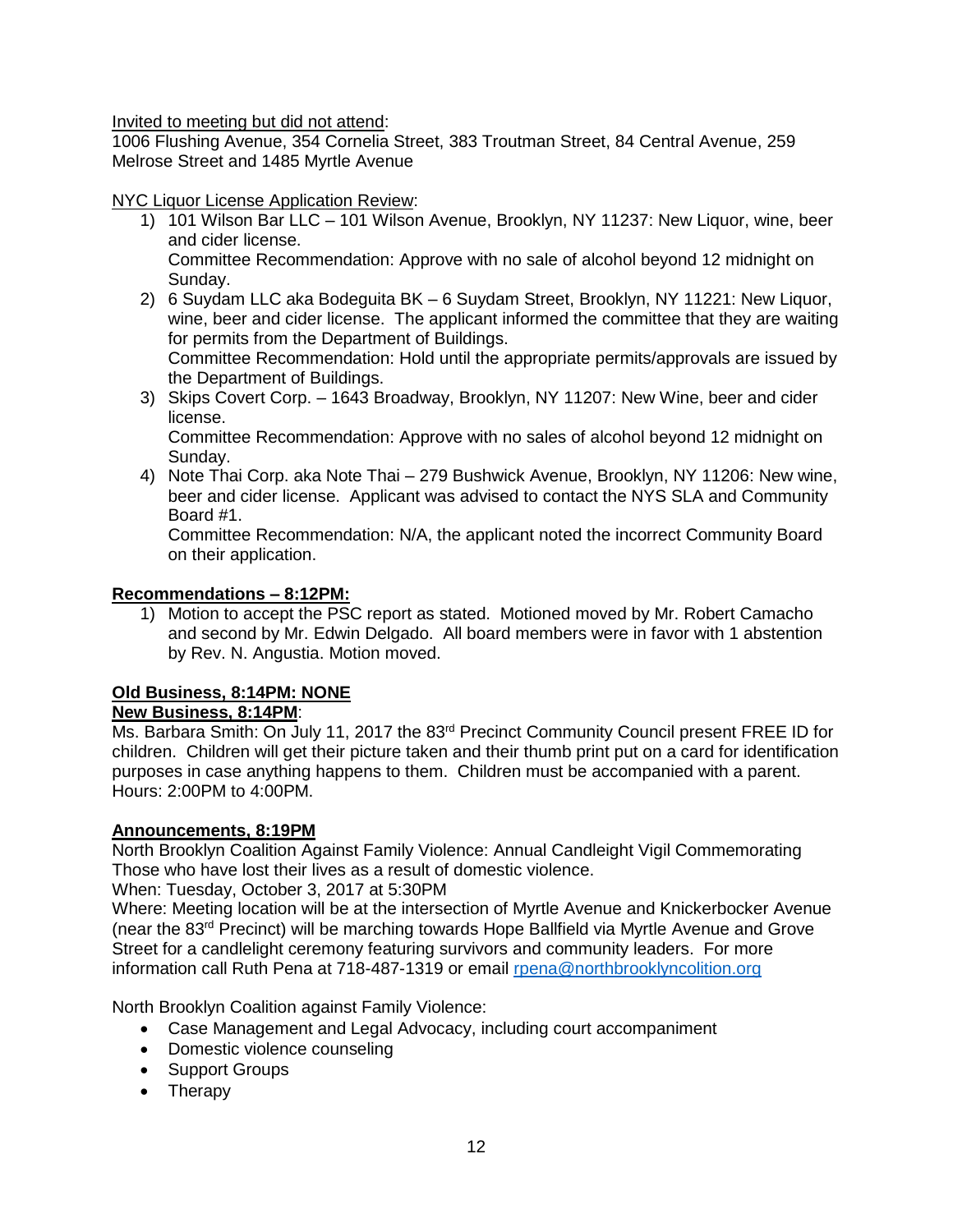Invited to meeting but did not attend:
1006 Flushing Avenue, 354 Cornelia Street, 383 Troutman Street, 84 Central Avenue, 259 Melrose Street and 1485 Myrtle Avenue

NYC Liquor License Application Review:

1) 101 Wilson Bar LLC – 101 Wilson Avenue, Brooklyn, NY 11237: New Liquor, wine, beer and cider license.
   Committee Recommendation: Approve with no sale of alcohol beyond 12 midnight on Sunday.
2) 6 Suydam LLC aka Bodeguita BK – 6 Suydam Street, Brooklyn, NY 11221: New Liquor, wine, beer and cider license. The applicant informed the committee that they are waiting for permits from the Department of Buildings.
   Committee Recommendation: Hold until the appropriate permits/approvals are issued by the Department of Buildings.
3) Skips Covert Corp. – 1643 Broadway, Brooklyn, NY 11207: New Wine, beer and cider license.
   Committee Recommendation: Approve with no sales of alcohol beyond 12 midnight on Sunday.
4) Note Thai Corp. aka Note Thai – 279 Bushwick Avenue, Brooklyn, NY 11206: New wine, beer and cider license. Applicant was advised to contact the NYS SLA and Community Board #1.
   Committee Recommendation: N/A, the applicant noted the incorrect Community Board on their application.

**Recommendations – 8:12PM:**

1) Motion to accept the PSC report as stated. Motioned moved by Mr. Robert Camacho and second by Mr. Edwin Delgado. All board members were in favor with 1 abstention by Rev. N. Angustia. Motion moved.

**Old Business, 8:14PM: NONE**

**New Business, 8:14PM**:

Ms. Barbara Smith: On July 11, 2017 the 83rd Precinct Community Council present FREE ID for children. Children will get their picture taken and their thumb print put on a card for identification purposes in case anything happens to them. Children must be accompanied with a parent. Hours: 2:00PM to 4:00PM.

**Announcements, 8:19PM**

North Brooklyn Coalition Against Family Violence: Annual Candleight Vigil Commemorating Those who have lost their lives as a result of domestic violence.
When: Tuesday, October 3, 2017 at 5:30PM
Where: Meeting location will be at the intersection of Myrtle Avenue and Knickerbocker Avenue (near the 83rd Precinct) will be marching towards Hope Ballfield via Myrtle Avenue and Grove Street for a candlelight ceremony featuring survivors and community leaders. For more information call Ruth Pena at 718-487-1319 or email rpena@northbrooklyncolition.org

North Brooklyn Coalition against Family Violence:

- Case Management and Legal Advocacy, including court accompaniment
- Domestic violence counseling
- Support Groups
- Therapy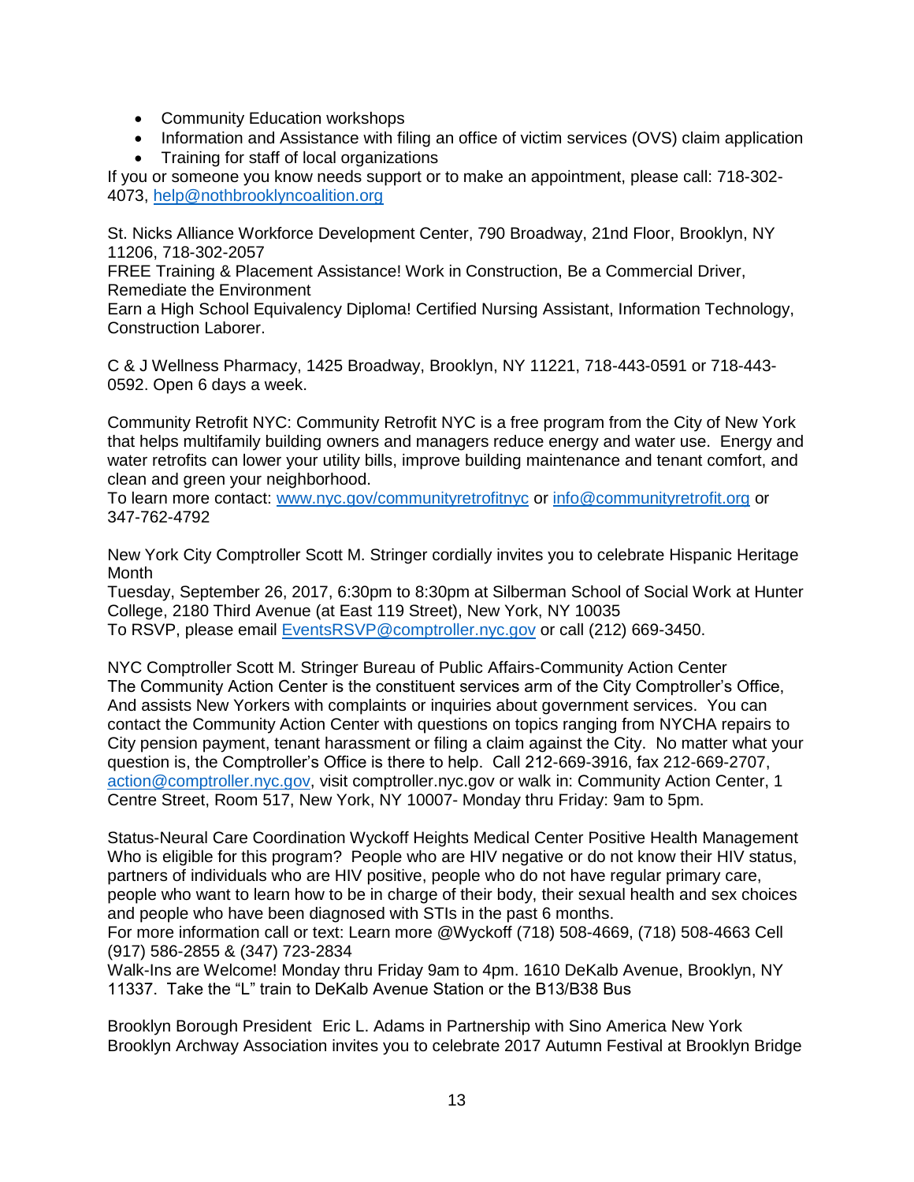- Community Education workshops
- Information and Assistance with filing an office of victim services (OVS) claim application
- Training for staff of local organizations

If you or someone you know needs support or to make an appointment, please call: 718-302-4073, help@nothbrooklyncoalition.org

St. Nicks Alliance Workforce Development Center, 790 Broadway, 21nd Floor, Brooklyn, NY 11206, 718-302-2057
FREE Training & Placement Assistance! Work in Construction, Be a Commercial Driver, Remediate the Environment
Earn a High School Equivalency Diploma! Certified Nursing Assistant, Information Technology, Construction Laborer.

C & J Wellness Pharmacy, 1425 Broadway, Brooklyn, NY 11221, 718-443-0591 or 718-443-0592. Open 6 days a week.

Community Retrofit NYC: Community Retrofit NYC is a free program from the City of New York that helps multifamily building owners and managers reduce energy and water use. Energy and water retrofits can lower your utility bills, improve building maintenance and tenant comfort, and clean and green your neighborhood.
To learn more contact: www.nyc.gov/communityretrofitnyc or info@communityretrofit.org or 347-762-4792

New York City Comptroller Scott M. Stringer cordially invites you to celebrate Hispanic Heritage Month
Tuesday, September 26, 2017, 6:30pm to 8:30pm at Silberman School of Social Work at Hunter College, 2180 Third Avenue (at East 119 Street), New York, NY 10035
To RSVP, please email EventsRSVP@comptroller.nyc.gov or call (212) 669-3450.

NYC Comptroller Scott M. Stringer Bureau of Public Affairs-Community Action Center
The Community Action Center is the constituent services arm of the City Comptroller's Office, And assists New Yorkers with complaints or inquiries about government services. You can contact the Community Action Center with questions on topics ranging from NYCHA repairs to City pension payment, tenant harassment or filing a claim against the City. No matter what your question is, the Comptroller's Office is there to help. Call 212-669-3916, fax 212-669-2707, action@comptroller.nyc.gov, visit comptroller.nyc.gov or walk in: Community Action Center, 1 Centre Street, Room 517, New York, NY 10007- Monday thru Friday: 9am to 5pm.

Status-Neural Care Coordination Wyckoff Heights Medical Center Positive Health Management
Who is eligible for this program? People who are HIV negative or do not know their HIV status, partners of individuals who are HIV positive, people who do not have regular primary care, people who want to learn how to be in charge of their body, their sexual health and sex choices and people who have been diagnosed with STIs in the past 6 months.
For more information call or text: Learn more @Wyckoff (718) 508-4669, (718) 508-4663 Cell (917) 586-2855 & (347) 723-2834
Walk-Ins are Welcome! Monday thru Friday 9am to 4pm. 1610 DeKalb Avenue, Brooklyn, NY 11337. Take the "L" train to DeKalb Avenue Station or the B13/B38 Bus

Brooklyn Borough President Eric L. Adams in Partnership with Sino America New York Brooklyn Archway Association invites you to celebrate 2017 Autumn Festival at Brooklyn Bridge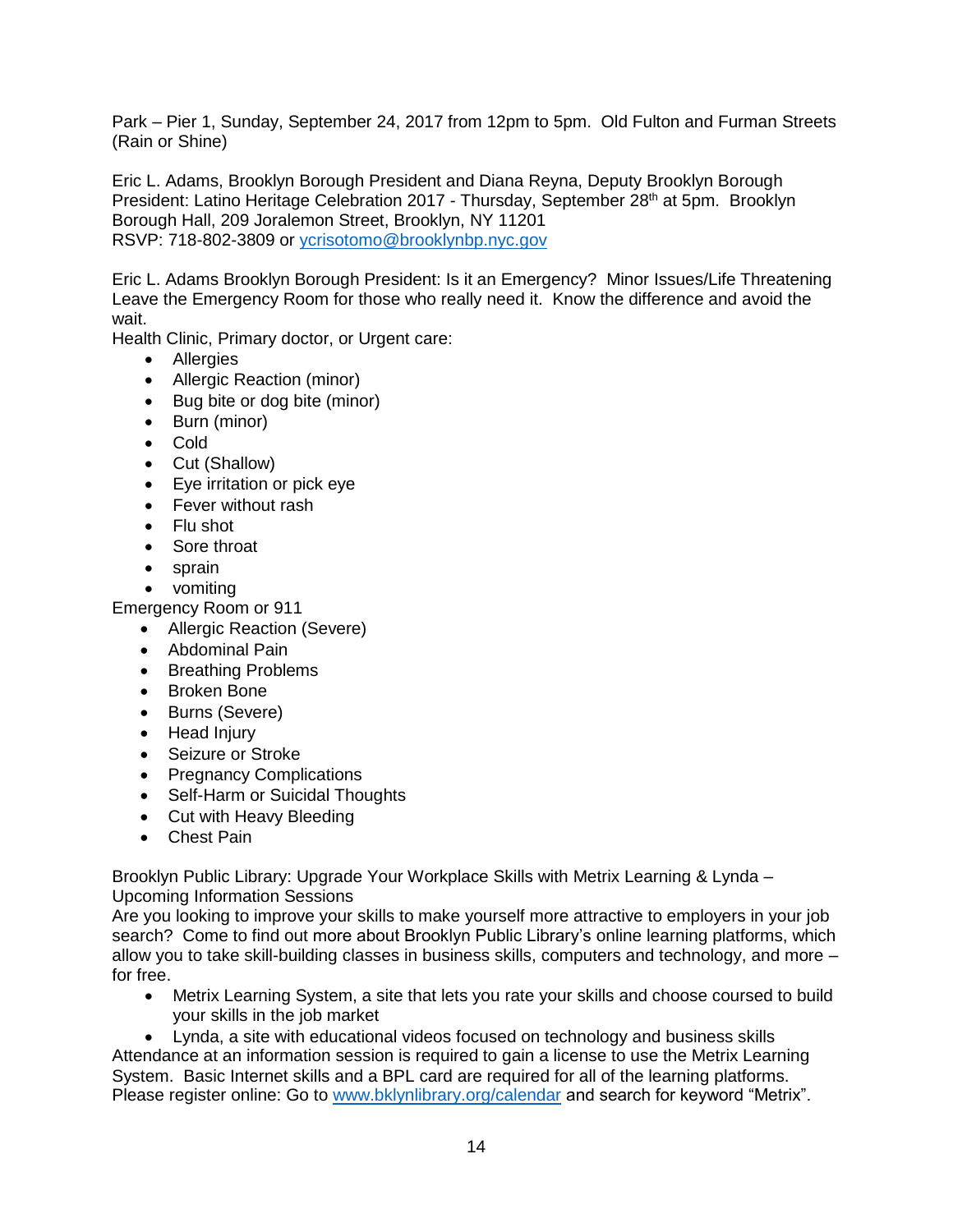Park – Pier 1, Sunday, September 24, 2017 from 12pm to 5pm. Old Fulton and Furman Streets (Rain or Shine)

Eric L. Adams, Brooklyn Borough President and Diana Reyna, Deputy Brooklyn Borough President: Latino Heritage Celebration 2017 - Thursday, September 28th at 5pm. Brooklyn Borough Hall, 209 Joralemon Street, Brooklyn, NY 11201
RSVP: 718-802-3809 or ycrisotomo@brooklynbp.nyc.gov

Eric L. Adams Brooklyn Borough President: Is it an Emergency? Minor Issues/Life Threatening Leave the Emergency Room for those who really need it. Know the difference and avoid the wait.
Health Clinic, Primary doctor, or Urgent care:

- Allergies
- Allergic Reaction (minor)
- Bug bite or dog bite (minor)
- Burn (minor)
- Cold
- Cut (Shallow)
- Eye irritation or pick eye
- Fever without rash
- Flu shot
- Sore throat
- sprain
- vomiting

Emergency Room or 911

- Allergic Reaction (Severe)
- Abdominal Pain
- Breathing Problems
- Broken Bone
- Burns (Severe)
- Head Injury
- Seizure or Stroke
- Pregnancy Complications
- Self-Harm or Suicidal Thoughts
- Cut with Heavy Bleeding
- Chest Pain

Brooklyn Public Library: Upgrade Your Workplace Skills with Metrix Learning & Lynda – Upcoming Information Sessions
Are you looking to improve your skills to make yourself more attractive to employers in your job search? Come to find out more about Brooklyn Public Library's online learning platforms, which allow you to take skill-building classes in business skills, computers and technology, and more – for free.

- Metrix Learning System, a site that lets you rate your skills and choose coursed to build your skills in the job market
- Lynda, a site with educational videos focused on technology and business skills

Attendance at an information session is required to gain a license to use the Metrix Learning System. Basic Internet skills and a BPL card are required for all of the learning platforms. Please register online: Go to www.bklynlibrary.org/calendar and search for keyword "Metrix".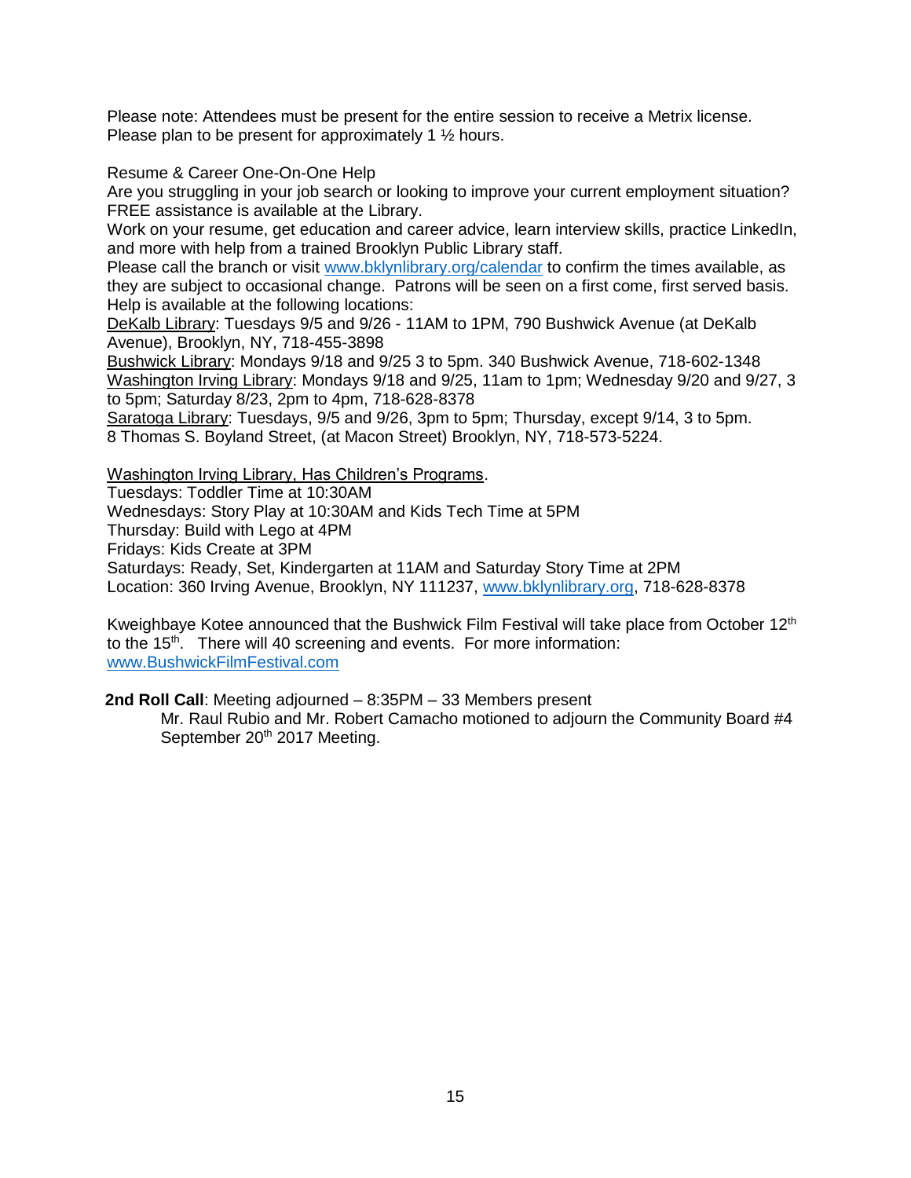Please note: Attendees must be present for the entire session to receive a Metrix license. Please plan to be present for approximately 1 ½ hours.

Resume & Career One-On-One Help
Are you struggling in your job search or looking to improve your current employment situation? FREE assistance is available at the Library.
Work on your resume, get education and career advice, learn interview skills, practice LinkedIn, and more with help from a trained Brooklyn Public Library staff.
Please call the branch or visit www.bklynlibrary.org/calendar to confirm the times available, as they are subject to occasional change. Patrons will be seen on a first come, first served basis.
Help is available at the following locations:
DeKalb Library: Tuesdays 9/5 and 9/26 - 11AM to 1PM, 790 Bushwick Avenue (at DeKalb Avenue), Brooklyn, NY, 718-455-3898
Bushwick Library: Mondays 9/18 and 9/25 3 to 5pm. 340 Bushwick Avenue, 718-602-1348
Washington Irving Library: Mondays 9/18 and 9/25, 11am to 1pm; Wednesday 9/20 and 9/27, 3 to 5pm; Saturday 8/23, 2pm to 4pm, 718-628-8378
Saratoga Library: Tuesdays, 9/5 and 9/26, 3pm to 5pm; Thursday, except 9/14, 3 to 5pm.
8 Thomas S. Boyland Street, (at Macon Street) Brooklyn, NY, 718-573-5224.

Washington Irving Library, Has Children's Programs.
Tuesdays: Toddler Time at 10:30AM
Wednesdays: Story Play at 10:30AM and Kids Tech Time at 5PM
Thursday: Build with Lego at 4PM
Fridays: Kids Create at 3PM
Saturdays: Ready, Set, Kindergarten at 11AM and Saturday Story Time at 2PM
Location: 360 Irving Avenue, Brooklyn, NY 111237, www.bklynlibrary.org, 718-628-8378

Kweighbaye Kotee announced that the Bushwick Film Festival will take place from October 12th to the 15th. There will 40 screening and events. For more information: www.BushwickFilmFestival.com

**2nd Roll Call**: Meeting adjourned – 8:35PM – 33 Members present

Mr. Raul Rubio and Mr. Robert Camacho motioned to adjourn the Community Board #4 September 20th 2017 Meeting.